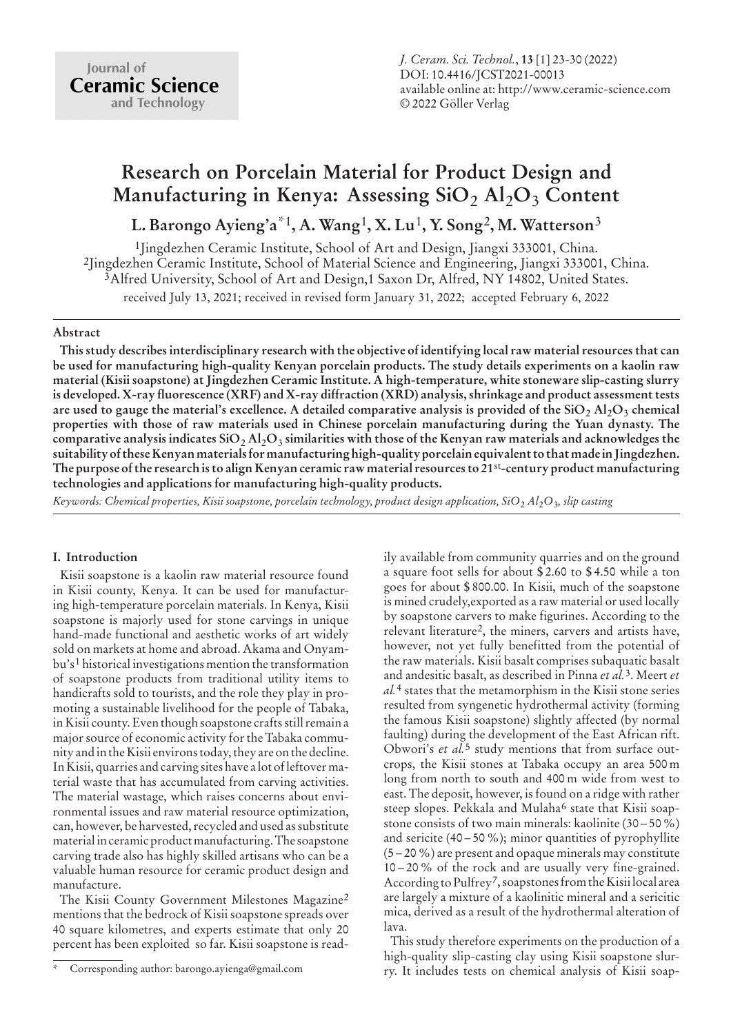# Research on Porcelain Material for Product Design and Manufacturing in Kenya: Assessing $SiO_2$ $Al_2O_3$ Content

**L. Barongo Ayieng'a*[1], A. Wang[1], X. Lu[1], Y. Song[2], M. Watterson[3]**

[1]Jingdezhen Ceramic Institute, School of Art and Design, Jiangxi 333001, China.
[2]Jingdezhen Ceramic Institute, School of Material Science and Engineering, Jiangxi 333001, China.
[3]Alfred University, School of Art and Design,1 Saxon Dr, Alfred, NY 14802, United States.

received July 13, 2021; received in revised form January 31, 2022; accepted February 6, 2022

## Abstract

**This study describes interdisciplinary research with the objective of identifying local raw material resources that can be used for manufacturing high-quality Kenyan porcelain products. The study details experiments on a kaolin raw material (Kisii soapstone) at Jingdezhen Ceramic Institute. A high-temperature, white stoneware slip-casting slurry is developed. X-ray fluorescence (XRF) and X-ray diffraction (XRD) analysis, shrinkage and product assessment tests are used to gauge the material's excellence. A detailed comparative analysis is provided of the $SiO_2$ $Al_2O_3$ chemical properties with those of raw materials used in Chinese porcelain manufacturing during the Yuan dynasty. The comparative analysis indicates $SiO_2$ $Al_2O_3$ similarities with those of the Kenyan raw materials and acknowledges the suitability of these Kenyan materials for manufacturing high-quality porcelain equivalent to that made in Jingdezhen. The purpose of the research is to align Kenyan ceramic raw material resources to 21st-century product manufacturing technologies and applications for manufacturing high-quality products.**

*Keywords: Chemical properties, Kisii soapstone, porcelain technology, product design application, $SiO_2$ $Al_2O_3$, slip casting*

## I. Introduction

Kisii soapstone is a kaolin raw material resource found in Kisii county, Kenya. It can be used for manufacturing high-temperature porcelain materials. In Kenya, Kisii soapstone is majorly used for stone carvings in unique hand-made functional and aesthetic works of art widely sold on markets at home and abroad. Akama and Onyambu's[1] historical investigations mention the transformation of soapstone products from traditional utility items to handicrafts sold to tourists, and the role they play in promoting a sustainable livelihood for the people of Tabaka, in Kisii county. Even though soapstone crafts still remain a major source of economic activity for the Tabaka community and in the Kisii environs today, they are on the decline. In Kisii, quarries and carving sites have a lot of leftover material waste that has accumulated from carving activities. The material wastage, which raises concerns about environmental issues and raw material resource optimization, can, however, be harvested, recycled and used as substitute material in ceramic product manufacturing. The soapstone carving trade also has highly skilled artisans who can be a valuable human resource for ceramic product design and manufacture.

The Kisii County Government Milestones Magazine[2] mentions that the bedrock of Kisii soapstone spreads over 40 square kilometres, and experts estimate that only 20 percent has been exploited so far. Kisii soapstone is readily available from community quarries and on the ground a square foot sells for about $ 2.60 to $ 4.50 while a ton goes for about $ 800.00. In Kisii, much of the soapstone is mined crudely,exported as a raw material or used locally by soapstone carvers to make figurines. According to the relevant literature[2], the miners, carvers and artists have, however, not yet fully benefitted from the potential of the raw materials. Kisii basalt comprises subaquatic basalt and andesitic basalt, as described in Pinna *et al.*[3]. Meert *et al.*[4] states that the metamorphism in the Kisii stone series resulted from syngenetic hydrothermal activity (forming the famous Kisii soapstone) slightly affected (by normal faulting) during the development of the East African rift. Obwori's *et al.*[5] study mentions that from surface outcrops, the Kisii stones at Tabaka occupy an area 500 m long from north to south and 400 m wide from west to east. The deposit, however, is found on a ridge with rather steep slopes. Pekkala and Mulaha[6] state that Kisii soapstone consists of two main minerals: kaolinite (30 – 50 %) and sericite (40 – 50 %); minor quantities of pyrophyllite (5 – 20 %) are present and opaque minerals may constitute 10 – 20 % of the rock and are usually very fine-grained. According to Pulfrey[7], soapstones from the Kisii local area are largely a mixture of a kaolinitic mineral and a sericitic mica, derived as a result of the hydrothermal alteration of lava.

This study therefore experiments on the production of a high-quality slip-casting clay using Kisii soapstone slurry. It includes tests on chemical analysis of Kisii soap-

\* Corresponding author: barongo.ayienga@gmail.com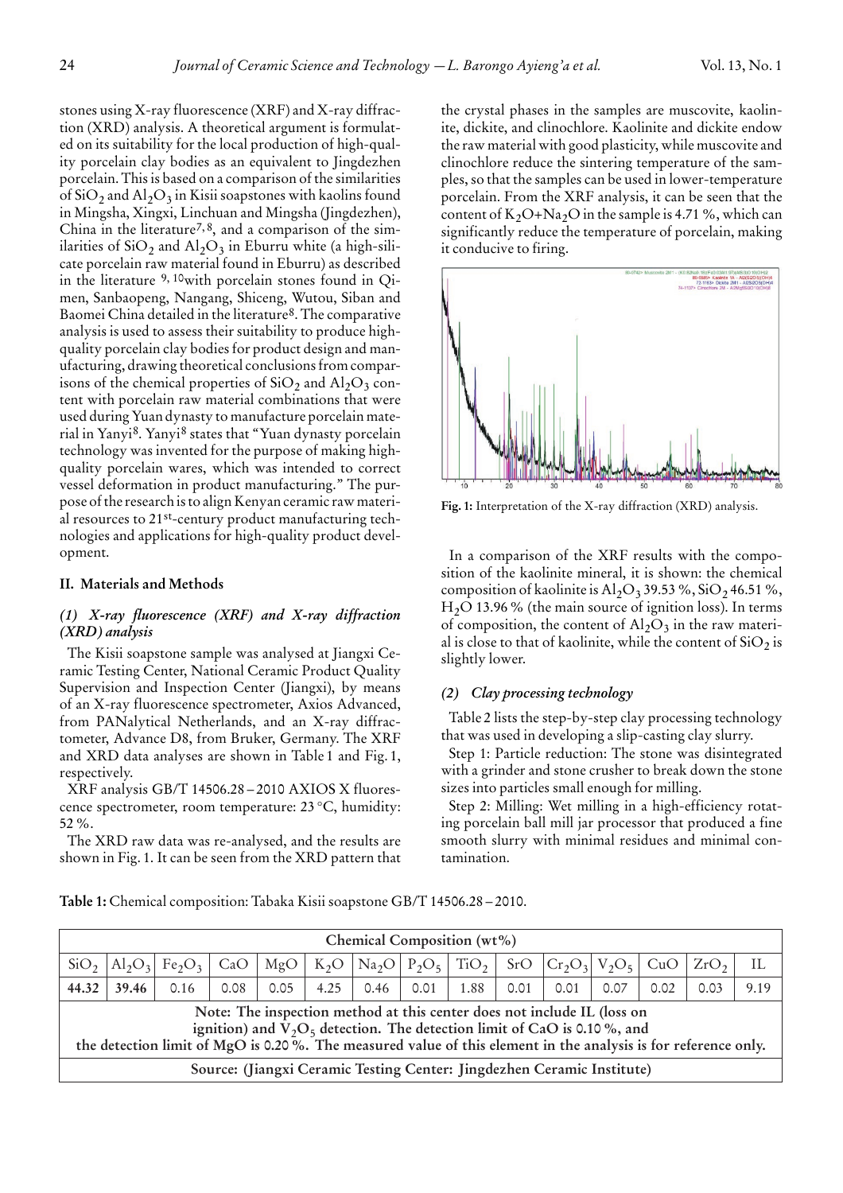stones using X-ray fluorescence (XRF) and X-ray diffraction (XRD) analysis. A theoretical argument is formulated on its suitability for the local production of high-quality porcelain clay bodies as an equivalent to Jingdezhen porcelain. This is based on a comparison of the similarities of $SiO_2$ and $Al_2O_3$ in Kisii soapstones with kaolins found in Mingsha, Xingxi, Linchuan and Mingsha (Jingdezhen), China in the literature[7, 8], and a comparison of the similarities of $SiO_2$ and $Al_2O_3$ in Eburru white (a high-silicate porcelain raw material found in Eburru) as described in the literature [9, 10] with porcelain stones found in Qimen, Sanbaopeng, Nangang, Shiceng, Wutou, Siban and Baomei China detailed in the literature[8]. The comparative analysis is used to assess their suitability to produce high-quality porcelain clay bodies for product design and manufacturing, drawing theoretical conclusions from comparisons of the chemical properties of $SiO_2$ and $Al_2O_3$ content with porcelain raw material combinations that were used during Yuan dynasty to manufacture porcelain material in Yanyi[8]. Yanyi[8] states that "Yuan dynasty porcelain technology was invented for the purpose of making high-quality porcelain wares, which was intended to correct vessel deformation in product manufacturing." The purpose of the research is to align Kenyan ceramic raw material resources to 21[st]-century product manufacturing technologies and applications for high-quality product development.

## II. Materials and Methods

### (1) X-ray fluorescence (XRF) and X-ray diffraction (XRD) analysis

The Kisii soapstone sample was analysed at Jiangxi Ceramic Testing Center, National Ceramic Product Quality Supervision and Inspection Center (Jiangxi), by means of an X-ray fluorescence spectrometer, Axios Advanced, from PANalytical Netherlands, and an X-ray diffractometer, Advance D8, from Bruker, Germany. The XRF and XRD data analyses are shown in Table 1 and Fig. 1, respectively.

XRF analysis GB/T 14506.28 – 2010 AXIOS X fluorescence spectrometer, room temperature: 23 °C, humidity: 52 %.

The XRD raw data was re-analysed, and the results are shown in Fig. 1. It can be seen from the XRD pattern that the crystal phases in the samples are muscovite, kaolinite, dickite, and clinochlore. Kaolinite and dickite endow the raw material with good plasticity, while muscovite and clinochlore reduce the sintering temperature of the samples, so that the samples can be used in lower-temperature porcelain. From the XRF analysis, it can be seen that the content of $K_2O$+$Na_2O$ in the sample is 4.71 %, which can significantly reduce the temperature of porcelain, making it conducive to firing.

**Fig. 1:** Interpretation of the X-ray diffraction (XRD) analysis.

In a comparison of the XRF results with the composition of the kaolinite mineral, it is shown: the chemical composition of kaolinite is $Al_2O_3$ 39.53 %, $SiO_2$ 46.51 %, $H_2O$ 13.96 % (the main source of ignition loss). In terms of composition, the content of $Al_2O_3$ in the raw material is close to that of kaolinite, while the content of $SiO_2$ is slightly lower.

### (2) Clay processing technology

Table 2 lists the step-by-step clay processing technology that was used in developing a slip-casting clay slurry.

Step 1: Particle reduction: The stone was disintegrated with a grinder and stone crusher to break down the stone sizes into particles small enough for milling.

Step 2: Milling: Wet milling in a high-efficiency rotating porcelain ball mill jar processor that produced a fine smooth slurry with minimal residues and minimal contamination.

**Table 1:** Chemical composition: Tabaka Kisii soapstone GB/T 14506.28 – 2010.

| Chemical Composition (wt%) | | | | | | | | | | | | | | |
|---|---|---|---|---|---|---|---|---|---|---|---|---|---|---|
| $SiO_2$ | $Al_2O_3$ | $Fe_2O_3$ | CaO | MgO | $K_2O$ | $Na_2O$ | $P_2O_5$ | $TiO_2$ | SrO | $Cr_2O_3$ | $V_2O_5$ | CuO | $ZrO_2$ | IL |
| **44.32** | **39.46** | 0.16 | 0.08 | 0.05 | 4.25 | 0.46 | 0.01 | 1.88 | 0.01 | 0.01 | 0.07 | 0.02 | 0.03 | 9.19 |
| **Note: The inspection method at this center does not include IL (loss on ignition) and $V_2O_5$ detection. The detection limit of CaO is 0.10 %, and the detection limit of MgO is 0.20 %. The measured value of this element in the analysis is for reference only.** | | | | | | | | | | | | | | |
| **Source: (Jiangxi Ceramic Testing Center: Jingdezhen Ceramic Institute)** | | | | | | | | | | | | | | |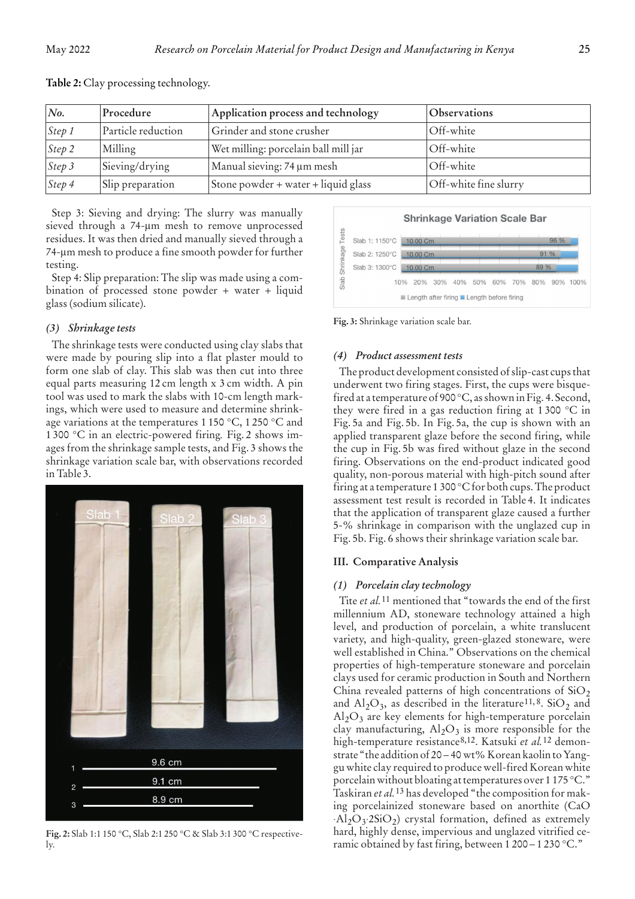**Table 2:** Clay processing technology.

| *No.* | Procedure | Application process and technology | Observations |
|---|---|---|---|
| *Step 1* | Particle reduction | Grinder and stone crusher | Off-white |
| *Step 2* | Milling | Wet milling: porcelain ball mill jar | Off-white |
| *Step 3* | Sieving/drying | Manual sieving: 74 µm mesh | Off-white |
| *Step 4* | Slip preparation | Stone powder + water + liquid glass | Off-white fine slurry |

Step 3: Sieving and drying: The slurry was manually sieved through a 74-µm mesh to remove unprocessed residues. It was then dried and manually sieved through a 74-µm mesh to produce a fine smooth powder for further testing.

Step 4: Slip preparation: The slip was made using a combination of processed stone powder + water + liquid glass (sodium silicate).

### *(3) Shrinkage tests*

The shrinkage tests were conducted using clay slabs that were made by pouring slip into a flat plaster mould to form one slab of clay. This slab was then cut into three equal parts measuring 12 cm length x 3 cm width. A pin tool was used to mark the slabs with 10-cm length markings, which were used to measure and determine shrinkage variations at the temperatures 1 150 °C, 1 250 °C and 1 300 °C in an electric-powered firing. Fig. 2 shows images from the shrinkage sample tests, and Fig. 3 shows the shrinkage variation scale bar, with observations recorded in Table 3.

**Fig. 2:** Slab 1:1 150 °C, Slab 2:1 250 °C & Slab 3:1 300 °C respectively.

**Fig. 3:** Shrinkage variation scale bar.

### *(4) Product assessment tests*

The product development consisted of slip-cast cups that underwent two firing stages. First, the cups were bisque-fired at a temperature of 900 °C, as shown in Fig. 4. Second, they were fired in a gas reduction firing at 1 300 °C in Fig. 5a and Fig. 5b. In Fig. 5a, the cup is shown with an applied transparent glaze before the second firing, while the cup in Fig. 5b was fired without glaze in the second firing. Observations on the end-product indicated good quality, non-porous material with high-pitch sound after firing at a temperature 1 300 °C for both cups. The product assessment test result is recorded in Table 4. It indicates that the application of transparent glaze caused a further 5-% shrinkage in comparison with the unglazed cup in Fig. 5b. Fig. 6 shows their shrinkage variation scale bar.

## III. Comparative Analysis

### *(1) Porcelain clay technology*

Tite *et al.*[11] mentioned that "towards the end of the first millennium AD, stoneware technology attained a high level, and production of porcelain, a white translucent variety, and high-quality, green-glazed stoneware, were well established in China." Observations on the chemical properties of high-temperature stoneware and porcelain clays used for ceramic production in South and Northern China revealed patterns of high concentrations of $SiO_2$ and $Al_2O_3$, as described in the literature[11, 8]. $SiO_2$ and $Al_2O_3$ are key elements for high-temperature porcelain clay manufacturing, $Al_2O_3$ is more responsible for the high-temperature resistance[8,12]. Katsuki *et al.*[12] demonstrate "the addition of 20 – 40 wt% Korean kaolin to Yanggu white clay required to produce well-fired Korean white porcelain without bloating at temperatures over 1 175 °C." Taskiran *et al.*[13] has developed "the composition for making porcelainized stoneware based on anorthite ($CaO \cdot Al_2O_3 \cdot 2SiO_2$) crystal formation, defined as extremely hard, highly dense, impervious and unglazed vitrified ceramic obtained by fast firing, between 1 200 – 1 230 °C."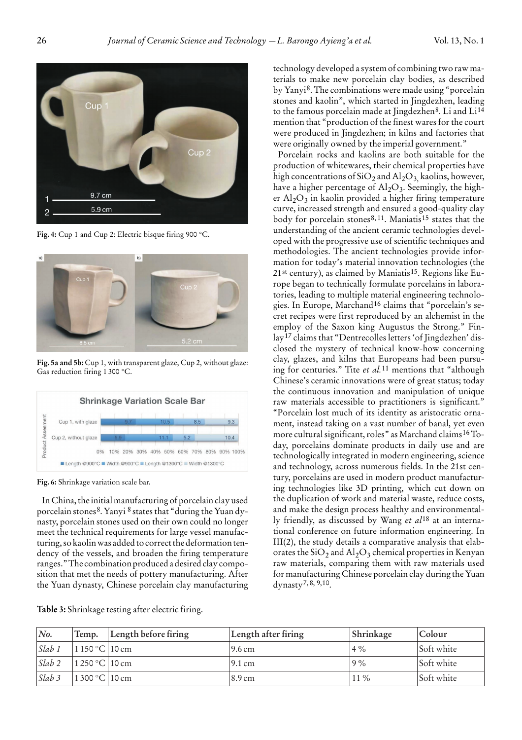Fig. 4: Cup 1 and Cup 2: Electric bisque firing 900 °C.

Fig. 5a and 5b: Cup 1, with transparent glaze, Cup 2, without glaze: Gas reduction firing 1 300 °C.

Fig. 6: Shrinkage variation scale bar.

In China, the initial manufacturing of porcelain clay used porcelain stones[8]. Yanyi [8] states that "during the Yuan dynasty, porcelain stones used on their own could no longer meet the technical requirements for large vessel manufacturing, so kaolin was added to correct the deformation tendency of the vessels, and broaden the firing temperature ranges." The combination produced a desired clay composition that met the needs of pottery manufacturing. After the Yuan dynasty, Chinese porcelain clay manufacturing technology developed a system of combining two raw materials to make new porcelain clay bodies, as described by Yanyi[8]. The combinations were made using "porcelain stones and kaolin", which started in Jingdezhen, leading to the famous porcelain made at Jingdezhen[8]. Li and Li[14] mention that "production of the finest wares for the court were produced in Jingdezhen; in kilns and factories that were originally owned by the imperial government."

Porcelain rocks and kaolins are both suitable for the production of whitewares, their chemical properties have high concentrations of $SiO_2$ and $Al_2O_3$, kaolins, however, have a higher percentage of $Al_2O_3$. Seemingly, the higher $Al_2O_3$ in kaolin provided a higher firing temperature curve, increased strength and ensured a good-quality clay body for porcelain stones[8, 11]. Maniatis[15] states that the understanding of the ancient ceramic technologies developed with the progressive use of scientific techniques and methodologies. The ancient technologies provide information for today's material innovation technologies (the 21st century), as claimed by Maniatis[15]. Regions like Europe began to technically formulate porcelains in laboratories, leading to multiple material engineering technologies. In Europe, Marchand[16] claims that "porcelain's secret recipes were first reproduced by an alchemist in the employ of the Saxon king Augustus the Strong." Finlay[17] claims that "Dentrecolles letters 'of Jingdezhen' disclosed the mystery of technical know-how concerning clay, glazes, and kilns that Europeans had been pursuing for centuries." Tite *et al.*[11] mentions that "although Chinese's ceramic innovations were of great status; today the continuous innovation and manipulation of unique raw materials accessible to practitioners is significant." "Porcelain lost much of its identity as aristocratic ornament, instead taking on a vast number of banal, yet even more cultural significant, roles" as Marchand claims[16] Today, porcelains dominate products in daily use and are technologically integrated in modern engineering, science and technology, across numerous fields. In the 21st century, porcelains are used in modern product manufacturing technologies like 3D printing, which cut down on the duplication of work and material waste, reduce costs, and make the design process healthy and environmentally friendly, as discussed by Wang *et al*[18] at an international conference on future information engineering. In III(2), the study details a comparative analysis that elaborates the $SiO_2$ and $Al_2O_3$ chemical properties in Kenyan raw materials, comparing them with raw materials used for manufacturing Chinese porcelain clay during the Yuan dynasty[7, 8, 9,10].

Table 3: Shrinkage testing after electric firing.

| *No.* | Temp. | Length before firing | Length after firing | Shrinkage | Colour |
|---|---|---|---|---|---|
| *Slab 1* | 1 150 °C | 10 cm | 9.6 cm | 4 % | Soft white |
| *Slab 2* | 1 250 °C | 10 cm | 9.1 cm | 9 % | Soft white |
| *Slab 3* | 1 300 °C | 10 cm | 8.9 cm | 11 % | Soft white |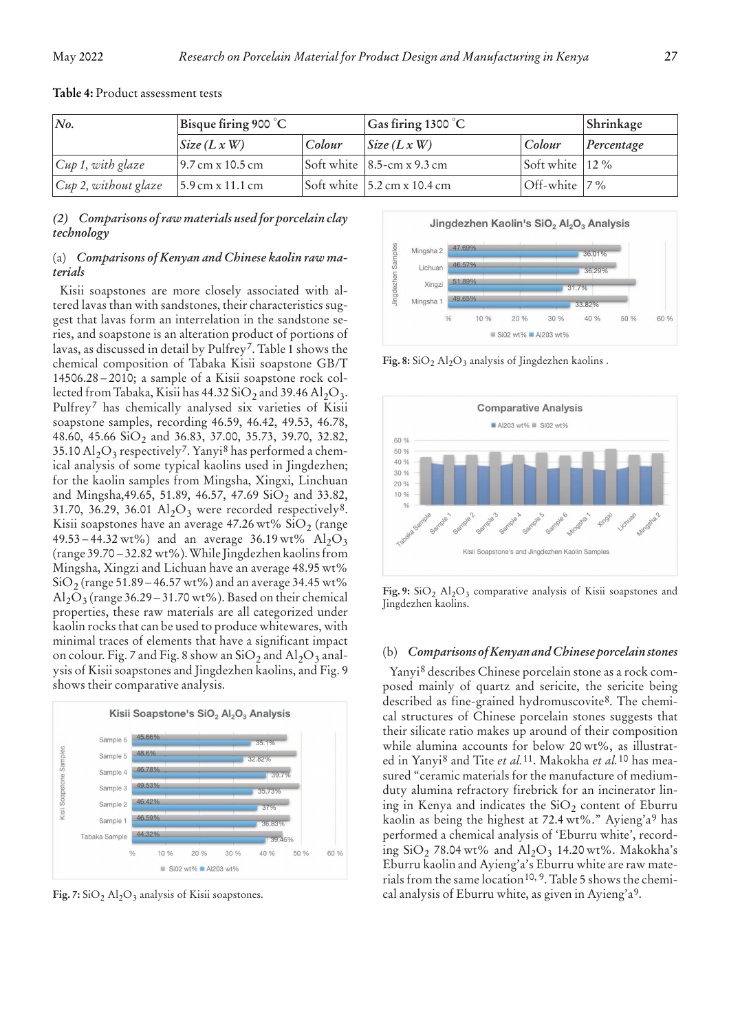**Table 4:** Product assessment tests

| *No.* | *Bisque firing 900 °C* | | *Gas firing 1300 °C* | | *Shrinkage* |
|---|---|---|---|---|---|
| | *Size (L x W)* | *Colour* | *Size (L x W)* | *Colour* | *Percentage* |
| *Cup 1, with glaze* | 9.7 cm x 10.5 cm | Soft white | 8.5-cm x 9.3 cm | Soft white | 12 % |
| *Cup 2, without glaze* | 5.9 cm x 11.1 cm | Soft white | 5.2 cm x 10.4 cm | Off-white | 7 % |

### (2) *Comparisons of raw materials used for porcelain clay technology*

#### (a) *Comparisons of Kenyan and Chinese kaolin raw materials*

Kisii soapstones are more closely associated with altered lavas than with sandstones, their characteristics suggest that lavas form an interrelation in the sandstone series, and soapstone is an alteration product of portions of lavas, as discussed in detail by Pulfrey[7]. Table 1 shows the chemical composition of Tabaka Kisii soapstone GB/T 14506.28 – 2010; a sample of a Kisii soapstone rock collected from Tabaka, Kisii has 44.32 $SiO_2$ and 39.46 $Al_2O_3$. Pulfrey[7] has chemically analysed six varieties of Kisii soapstone samples, recording 46.59, 46.42, 49.53, 46.78, 48.60, 45.66 $SiO_2$ and 36.83, 37.00, 35.73, 39.70, 32.82, 35.10 $Al_2O_3$ respectively[7]. Yanyi[8] has performed a chemical analysis of some typical kaolins used in Jingdezhen; for the kaolin samples from Mingsha, Xingxi, Linchuan and Mingsha, 49.65, 51.89, 46.57, 47.69 $SiO_2$ and 33.82, 31.70, 36.29, 36.01 $Al_2O_3$ were recorded respectively[8]. Kisii soapstones have an average 47.26 wt% $SiO_2$ (range 49.53 – 44.32 wt%) and an average 36.19 wt% $Al_2O_3$ (range 39.70 – 32.82 wt%). While Jingdezhen kaolins from Mingsha, Xingzi and Lichuan have an average 48.95 wt% $SiO_2$ (range 51.89 – 46.57 wt%) and an average 34.45 wt% $Al_2O_3$ (range 36.29 – 31.70 wt%). Based on their chemical properties, these raw materials are all categorized under kaolin rocks that can be used to produce whitewares, with minimal traces of elements that have a significant impact on colour. Fig. 7 and Fig. 8 show an $SiO_2$ and $Al_2O_3$ analysis of Kisii soapstones and Jingdezhen kaolins, and Fig. 9 shows their comparative analysis.

**Fig. 7:** $SiO_2$ $Al_2O_3$ analysis of Kisii soapstones.

**Fig. 8:** $SiO_2$ $Al_2O_3$ analysis of Jingdezhen kaolins .

**Fig. 9:** $SiO_2$ $Al_2O_3$ comparative analysis of Kisii soapstones and Jingdezhen kaolins.

#### (b) *Comparisons of Kenyan and Chinese porcelain stones*

Yanyi[8] describes Chinese porcelain stone as a rock composed mainly of quartz and sericite, the sericite being described as fine-grained hydromuscovite[8]. The chemical structures of Chinese porcelain stones suggests that their silicate ratio makes up around of their composition while alumina accounts for below 20 wt%, as illustrated in Yanyi[8] and Tite *et al.*[11]. Makokha *et al.*[10] has measured "ceramic materials for the manufacture of medium-duty alumina refractory firebrick for an incinerator lining in Kenya and indicates the $SiO_2$ content of Eburru kaolin as being the highest at 72.4 wt%." Ayieng'a[9] has performed a chemical analysis of 'Eburru white', recording $SiO_2$ 78.04 wt% and $Al_2O_3$ 14.20 wt%. Makokha's Eburru kaolin and Ayieng'a's Eburru white are raw materials from the same location[10, 9]. Table 5 shows the chemical analysis of Eburru white, as given in Ayieng'a[9].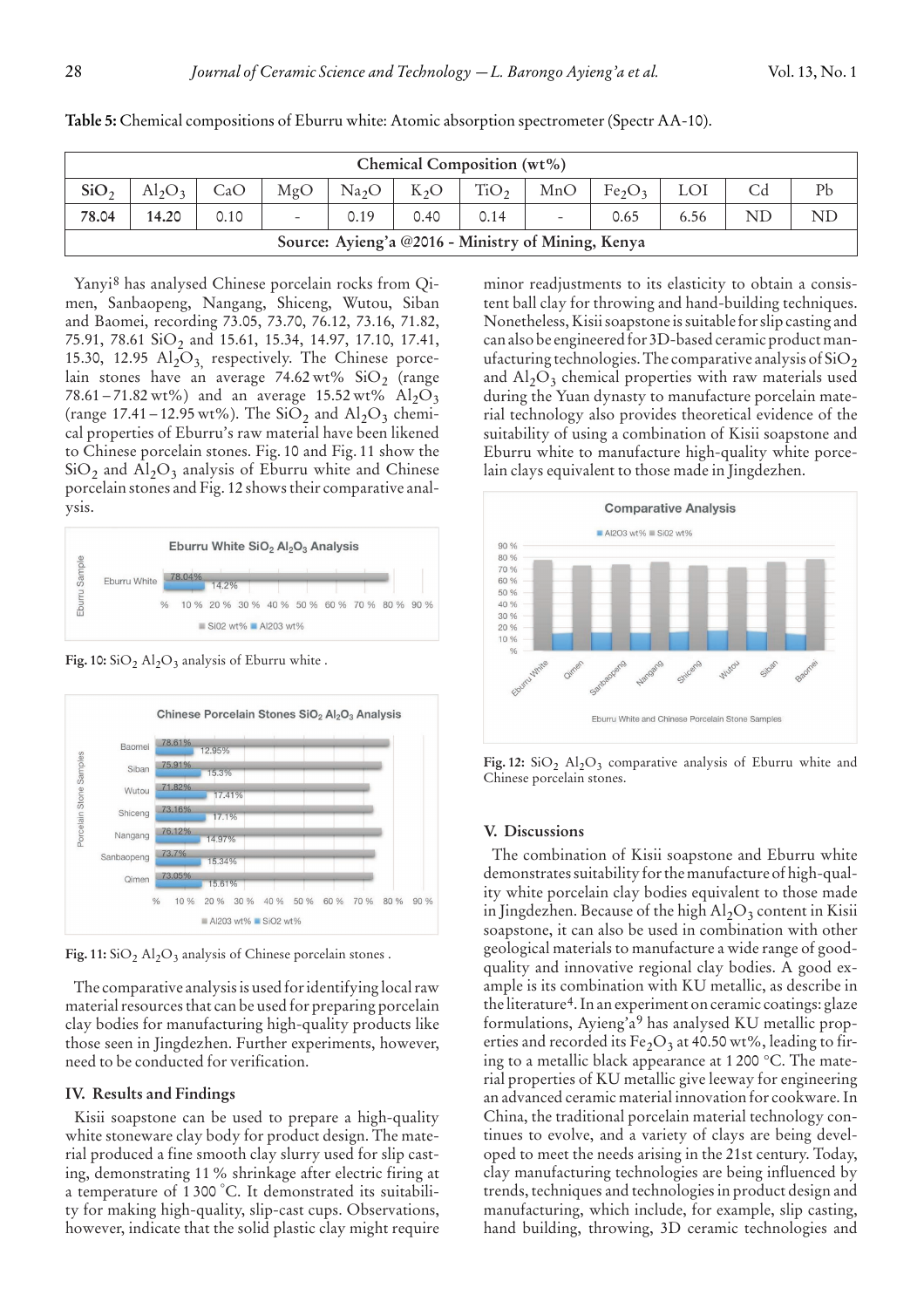**Table 5:** Chemical compositions of Eburru white: Atomic absorption spectrometer (Spectr AA-10).

| Chemical Composition (wt%) | | | | | | | | | | | |
|---|---|---|---|---|---|---|---|---|---|---|---|
| $SiO_2$ | $Al_2O_3$ | CaO | MgO | $Na_2O$ | $K_2O$ | $TiO_2$ | MnO | $Fe_2O_3$ | LOI | Cd | Pb |
| **78.04** | **14.20** | 0.10 | - | 0.19 | 0.40 | 0.14 | - | 0.65 | 6.56 | ND | ND |
| Source: Ayieng'a @2016 - Ministry of Mining, Kenya | | | | | | | | | | | |

Yanyi[8] has analysed Chinese porcelain rocks from Qimen, Sanbaopeng, Nangang, Shiceng, Wutou, Siban and Baomei, recording 73.05, 73.70, 76.12, 73.16, 71.82, 75.91, 78.61 $SiO_2$ and 15.61, 15.34, 14.97, 17.10, 17.41, 15.30, 12.95 $Al_2O_3$, respectively. The Chinese porcelain stones have an average 74.62 wt% $SiO_2$ (range 78.61 – 71.82 wt%) and an average 15.52 wt% $Al_2O_3$ (range 17.41 – 12.95 wt%). The $SiO_2$ and $Al_2O_3$ chemical properties of Eburru's raw material have been likened to Chinese porcelain stones. Fig. 10 and Fig. 11 show the $SiO_2$ and $Al_2O_3$ analysis of Eburru white and Chinese porcelain stones and Fig. 12 shows their comparative analysis.

Fig. 10: $SiO_2$ $Al_2O_3$ analysis of Eburru white .

Fig. 11: $SiO_2$ $Al_2O_3$ analysis of Chinese porcelain stones .

The comparative analysis is used for identifying local raw material resources that can be used for preparing porcelain clay bodies for manufacturing high-quality products like those seen in Jingdezhen. Further experiments, however, need to be conducted for verification.

## IV. Results and Findings

Kisii soapstone can be used to prepare a high-quality white stoneware clay body for product design. The material produced a fine smooth clay slurry used for slip casting, demonstrating 11 % shrinkage after electric firing at a temperature of 1 300 °C. It demonstrated its suitability for making high-quality, slip-cast cups. Observations, however, indicate that the solid plastic clay might require minor readjustments to its elasticity to obtain a consistent ball clay for throwing and hand-building techniques. Nonetheless, Kisii soapstone is suitable for slip casting and can also be engineered for 3D-based ceramic product manufacturing technologies. The comparative analysis of $SiO_2$ and $Al_2O_3$ chemical properties with raw materials used during the Yuan dynasty to manufacture porcelain material technology also provides theoretical evidence of the suitability of using a combination of Kisii soapstone and Eburru white to manufacture high-quality white porcelain clays equivalent to those made in Jingdezhen.

Fig. 12: $SiO_2$ $Al_2O_3$ comparative analysis of Eburru white and Chinese porcelain stones.

## V. Discussions

The combination of Kisii soapstone and Eburru white demonstrates suitability for the manufacture of high-quality white porcelain clay bodies equivalent to those made in Jingdezhen. Because of the high $Al_2O_3$ content in Kisii soapstone, it can also be used in combination with other geological materials to manufacture a wide range of good-quality and innovative regional clay bodies. A good example is its combination with KU metallic, as describe in the literature[4]. In an experiment on ceramic coatings: glaze formulations, Ayieng'a[9] has analysed KU metallic properties and recorded its $Fe_2O_3$ at 40.50 wt%, leading to firing to a metallic black appearance at 1 200 °C. The material properties of KU metallic give leeway for engineering an advanced ceramic material innovation for cookware. In China, the traditional porcelain material technology continues to evolve, and a variety of clays are being developed to meet the needs arising in the 21st century. Today, clay manufacturing technologies are being influenced by trends, techniques and technologies in product design and manufacturing, which include, for example, slip casting, hand building, throwing, 3D ceramic technologies and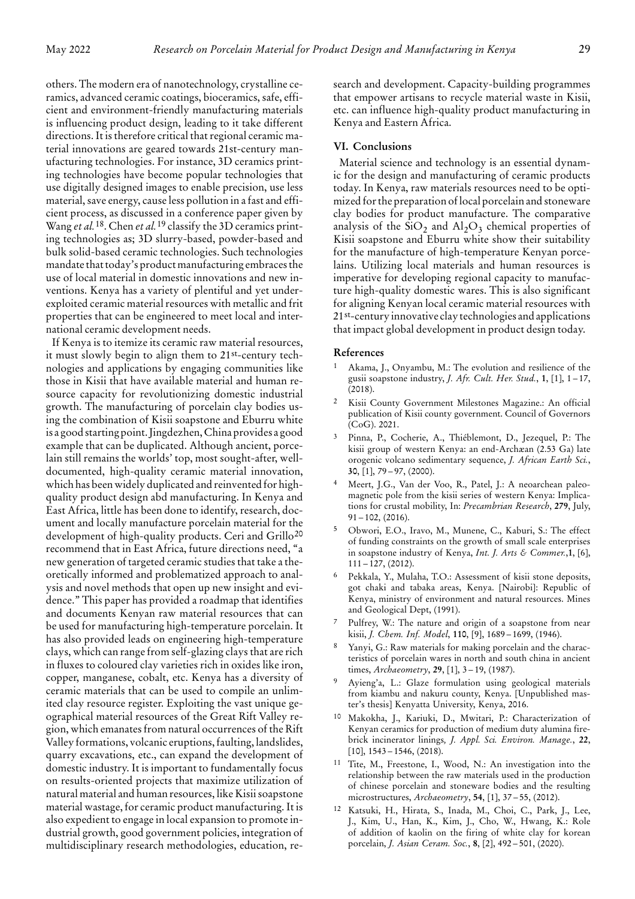others. The modern era of nanotechnology, crystalline ceramics, advanced ceramic coatings, bioceramics, safe, efficient and environment-friendly manufacturing materials is influencing product design, leading to it take different directions. It is therefore critical that regional ceramic material innovations are geared towards 21st-century manufacturing technologies. For instance, 3D ceramics printing technologies have become popular technologies that use digitally designed images to enable precision, use less material, save energy, cause less pollution in a fast and efficient process, as discussed in a conference paper given by Wang *et al.*[18]. Chen *et al.*[19] classify the 3D ceramics printing technologies as; 3D slurry-based, powder-based and bulk solid-based ceramic technologies. Such technologies mandate that today's product manufacturing embraces the use of local material in domestic innovations and new inventions. Kenya has a variety of plentiful and yet under-exploited ceramic material resources with metallic and frit properties that can be engineered to meet local and international ceramic development needs.

If Kenya is to itemize its ceramic raw material resources, it must slowly begin to align them to 21st-century technologies and applications by engaging communities like those in Kisii that have available material and human resource capacity for revolutionizing domestic industrial growth. The manufacturing of porcelain clay bodies using the combination of Kisii soapstone and Eburru white is a good starting point. Jingdezhen, China provides a good example that can be duplicated. Although ancient, porcelain still remains the worlds' top, most sought-after, well-documented, high-quality ceramic material innovation, which has been widely duplicated and reinvented for high-quality product design abd manufacturing. In Kenya and East Africa, little has been done to identify, research, document and locally manufacture porcelain material for the development of high-quality products. Ceri and Grillo[20] recommend that in East Africa, future directions need, "a new generation of targeted ceramic studies that take a theoretically informed and problematized approach to analysis and novel methods that open up new insight and evidence." This paper has provided a roadmap that identifies and documents Kenyan raw material resources that can be used for manufacturing high-temperature porcelain. It has also provided leads on engineering high-temperature clays, which can range from self-glazing clays that are rich in fluxes to coloured clay varieties rich in oxides like iron, copper, manganese, cobalt, etc. Kenya has a diversity of ceramic materials that can be used to compile an unlimited clay resource register. Exploiting the vast unique geographical material resources of the Great Rift Valley region, which emanates from natural occurrences of the Rift Valley formations, volcanic eruptions, faulting, landslides, quarry excavations, etc., can expand the development of domestic industry. It is important to fundamentally focus on results-oriented projects that maximize utilization of natural material and human resources, like Kisii soapstone material wastage, for ceramic product manufacturing. It is also expedient to engage in local expansion to promote industrial growth, good government policies, integration of multidisciplinary research methodologies, education, research and development. Capacity-building programmes that empower artisans to recycle material waste in Kisii, etc. can influence high-quality product manufacturing in Kenya and Eastern Africa.

## VI. Conclusions

Material science and technology is an essential dynamic for the design and manufacturing of ceramic products today. In Kenya, raw materials resources need to be optimized for the preparation of local porcelain and stoneware clay bodies for product manufacture. The comparative analysis of the $SiO_2$ and $Al_2O_3$ chemical properties of Kisii soapstone and Eburru white show their suitability for the manufacture of high-temperature Kenyan porcelains. Utilizing local materials and human resources is imperative for developing regional capacity to manufacture high-quality domestic wares. This is also significant for aligning Kenyan local ceramic material resources with 21st-century innovative clay technologies and applications that impact global development in product design today.

## References

1. Akama, J., Onyambu, M.: The evolution and resilience of the gusii soapstone industry, *J. Afr. Cult. Her. Stud.*, **1**, [1], 1–17, (2018).
2. Kisii County Government Milestones Magazine.: An official publication of Kisii county government. Council of Governors (CoG). 2021.
3. Pinna, P., Cocherie, A., Thiéblemont, D., Jezequel, P.: The kisii group of western Kenya: an end-Archæan (2.53 Ga) late orogenic volcano sedimentary sequence, *J. African Earth Sci.*, **30**, [1], 79–97, (2000).
4. Meert, J.G., Van der Voo, R., Patel, J.: A neoarchean paleomagnetic pole from the kisii series of western Kenya: Implications for crustal mobility, In: *Precambrian Research*, **279**, July, 91–102, (2016).
5. Obwori, E.O., Iravo, M., Munene, C., Kaburi, S.: The effect of funding constraints on the growth of small scale enterprises in soapstone industry of Kenya, *Int. J. Arts & Commer.*,**1**, [6], 111–127, (2012).
6. Pekkala, Y., Mulaha, T.O.: Assessment of kisii stone deposits, got chaki and tabaka areas, Kenya. [Nairobi]: Republic of Kenya, ministry of environment and natural resources. Mines and Geological Dept, (1991).
7. Pulfrey, W.: The nature and origin of a soapstone from near kisii, *J. Chem. Inf. Model*, **110**, [9], 1689–1699, (1946).
8. Yanyi, G.: Raw materials for making porcelain and the characteristics of porcelain wares in north and south china in ancient times, *Archaeometry*, **29**, [1], 3–19, (1987).
9. Ayieng'a, L.: Glaze formulation using geological materials from kiambu and nakuru county, Kenya. [Unpublished master's thesis] Kenyatta University, Kenya, 2016.
10. Makokha, J., Kariuki, D., Mwitari, P.: Characterization of Kenyan ceramics for production of medium duty alumina firebrick incinerator linings, *J. Appl. Sci. Environ. Manage.*, **22**, [10], 1543–1546, (2018).
11. Tite, M., Freestone, I., Wood, N.: An investigation into the relationship between the raw materials used in the production of chinese porcelain and stoneware bodies and the resulting microstructures, *Archaeometry*, **54**, [1], 37–55, (2012).
12. Katsuki, H., Hirata, S., Inada, M., Choi, C., Park, J., Lee, J., Kim, U., Han, K., Kim, J., Cho, W., Hwang, K.: Role of addition of kaolin on the firing of white clay for korean porcelain, *J. Asian Ceram. Soc.*, **8**, [2], 492–501, (2020).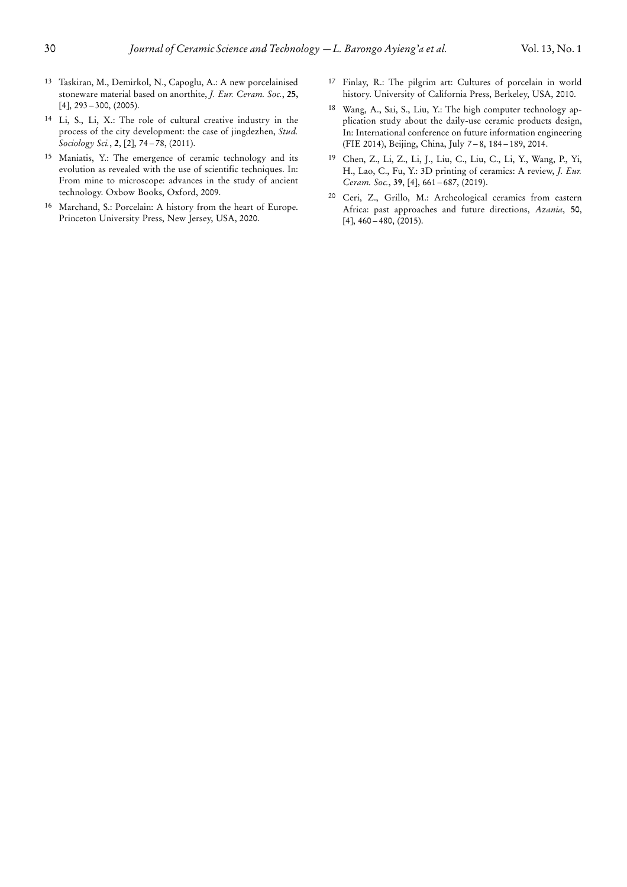[13] Taskiran, M., Demirkol, N., Capoglu, A.: A new porcelainised stoneware material based on anorthite, *J. Eur. Ceram. Soc.*, **25**, [4], 293 – 300, (2005).

[14] Li, S., Li, X.: The role of cultural creative industry in the process of the city development: the case of jingdezhen, *Stud. Sociology Sci.*, **2**, [2], 74 – 78, (2011).

[15] Maniatis, Y.: The emergence of ceramic technology and its evolution as revealed with the use of scientific techniques. In: From mine to microscope: advances in the study of ancient technology. Oxbow Books, Oxford, 2009.

[16] Marchand, S.: Porcelain: A history from the heart of Europe. Princeton University Press, New Jersey, USA, 2020.

[17] Finlay, R.: The pilgrim art: Cultures of porcelain in world history. University of California Press, Berkeley, USA, 2010.

[18] Wang, A., Sai, S., Liu, Y.: The high computer technology application study about the daily-use ceramic products design, In: International conference on future information engineering (FIE 2014), Beijing, China, July 7 – 8, 184 – 189, 2014.

[19] Chen, Z., Li, Z., Li, J., Liu, C., Liu, C., Li, Y., Wang, P., Yi, H., Lao, C., Fu, Y.: 3D printing of ceramics: A review, *J. Eur. Ceram. Soc.*, **39**, [4], 661 – 687, (2019).

[20] Ceri, Z., Grillo, M.: Archeological ceramics from eastern Africa: past approaches and future directions, *Azania*, **50**, [4], 460 – 480, (2015).